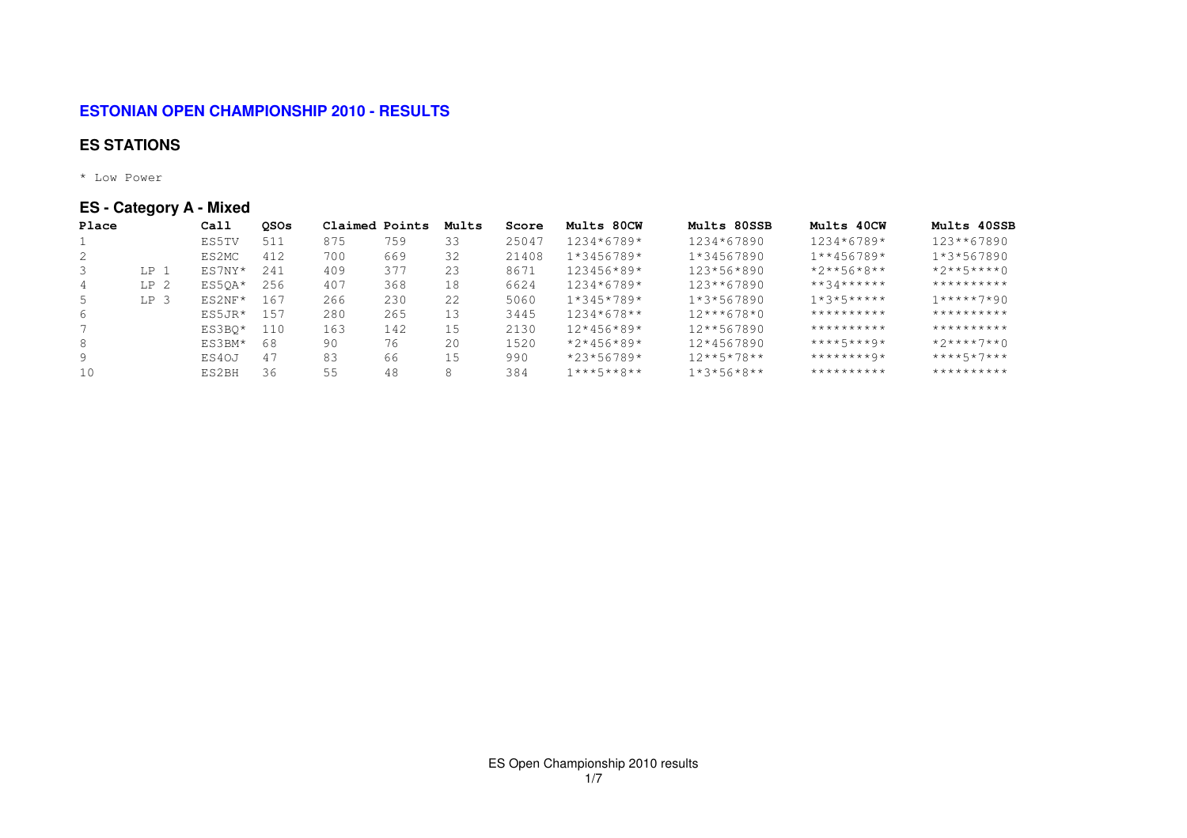# ESTONIAN OPEN CHAMPIONSHIP 2010 - RESULTS

## ES STATIONS

* Low Power

### ES - Category A - Mixed

| Place | | Call | QSOs | Claimed | Points | Mults | Score | Mults 80CW | Mults 80SSB | Mults 40CW | Mults 40SSB |
|---|---|---|---|---|---|---|---|---|---|---|---|
| 1 | | ES5TV | 511 | 875 | 759 | 33 | 25047 | 1234*6789* | 1234*67890 | 1234*6789* | 123**67890 |
| 2 | | ES2MC | 412 | 700 | 669 | 32 | 21408 | 1*3456789* | 1*34567890 | 1**456789* | 1*3*567890 |
| 3 | LP 1 | ES7NY* | 241 | 409 | 377 | 23 | 8671 | 123456*89* | 123*56*890 | *2**56*8** | *2**5****0 |
| 4 | LP 2 | ES5QA* | 256 | 407 | 368 | 18 | 6624 | 1234*6789* | 123**67890 | **34****** | ********** |
| 5 | LP 3 | ES2NF* | 167 | 266 | 230 | 22 | 5060 | 1*345*789* | 1*3*567890 | 1*3*5***** | 1*****7*90 |
| 6 | | ES5JR* | 157 | 280 | 265 | 13 | 3445 | 1234*678** | 12***678*0 | ********** | ********** |
| 7 | | ES3BQ* | 110 | 163 | 142 | 15 | 2130 | 12*456*89* | 12**567890 | ********** | ********** |
| 8 | | ES3BM* | 68 | 90 | 76 | 20 | 1520 | *2*456*89* | 12*4567890 | ****5***9* | *2****7**0 |
| 9 | | ES4OJ | 47 | 83 | 66 | 15 | 990 | *23*56789* | 12**5*78** | ********9* | ****5*7*** |
| 10 | | ES2BH | 36 | 55 | 48 | 8 | 384 | 1***5**8** | 1*3*56*8** | ********** | ********** |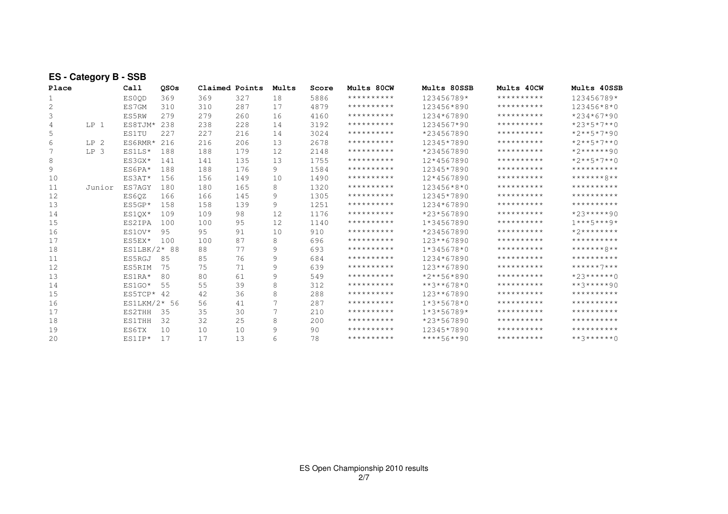## ES - Category B - SSB

| Place | | Call | QSOs | Claimed | Points | Mults | Score | Mults 80CW | Mults 80SSB | Mults 40CW | Mults 40SSB |
|---|---|---|---|---|---|---|---|---|---|---|---|
| 1 | | ES0QD | 369 | 369 | 327 | 18 | 5886 | ********** | 123456789* | ********** | 123456789* |
| 2 | | ES7GM | 310 | 310 | 287 | 17 | 4879 | ********** | 123456*890 | ********** | 123456*8*0 |
| 3 | | ES5RW | 279 | 279 | 260 | 16 | 4160 | ********** | 1234*67890 | ********** | *234*67*90 |
| 4 | LP 1 | ES8TJM* | 238 | 238 | 228 | 14 | 3192 | ********** | 1234567*90 | ********** | *23*5*7**0 |
| 5 | | ES1TU | 227 | 227 | 216 | 14 | 3024 | ********** | *234567890 | ********** | *2**5*7*90 |
| 6 | LP 2 | ES6RMR* | 216 | 216 | 206 | 13 | 2678 | ********** | 12345*7890 | ********** | *2**5*7**0 |
| 7 | LP 3 | ES1LS* | 188 | 188 | 179 | 12 | 2148 | ********** | *234567890 | ********** | *2******90 |
| 8 | | ES3GX* | 141 | 141 | 135 | 13 | 1755 | ********** | 12*4567890 | ********** | *2**5*7**0 |
| 9 | | ES6PA* | 188 | 188 | 176 | 9 | 1584 | ********** | 12345*7890 | ********** | ********** |
| 10 | | ES3AT* | 156 | 156 | 149 | 10 | 1490 | ********** | 12*4567890 | ********** | *******8** |
| 11 | Junior | ES7AGY | 180 | 180 | 165 | 8 | 1320 | ********** | 123456*8*0 | ********** | ********** |
| 12 | | ES6QZ | 166 | 166 | 145 | 9 | 1305 | ********** | 12345*7890 | ********** | ********** |
| 13 | | ES5GP* | 158 | 158 | 139 | 9 | 1251 | ********** | 1234*67890 | ********** | ********** |
| 14 | | ES1QX* | 109 | 109 | 98 | 12 | 1176 | ********** | *23*567890 | ********** | *23*****90 |
| 15 | | ES2IPA | 100 | 100 | 95 | 12 | 1140 | ********** | 1*34567890 | ********** | 1***5***9* |
| 16 | | ES1OV* | 95 | 95 | 91 | 10 | 910 | ********** | *234567890 | ********** | *2******** |
| 17 | | ES5EX* | 100 | 100 | 87 | 8 | 696 | ********** | 123**67890 | ********** | ********** |
| 18 | | ES1LBK/2* | 88 | 88 | 77 | 9 | 693 | ********** | 1*345678*0 | ********** | *******8** |
| 11 | | ES5RGJ | 85 | 85 | 76 | 9 | 684 | ********** | 1234*67890 | ********** | ********** |
| 12 | | ES5RIM | 75 | 75 | 71 | 9 | 639 | ********** | 123**67890 | ********** | ******7*** |
| 13 | | ES1RA* | 80 | 80 | 61 | 9 | 549 | ********** | *2**56*890 | ********** | *23******0 |
| 14 | | ES1GO* | 55 | 55 | 39 | 8 | 312 | ********** | **3**678*0 | ********** | **3*****90 |
| 15 | | ES5TCP* | 42 | 42 | 36 | 8 | 288 | ********** | 123**67890 | ********** | ********** |
| 16 | | ES1LKM/2* | 56 | 56 | 41 | 7 | 287 | ********** | 1*3*5678*0 | ********** | ********** |
| 17 | | ES2THH | 35 | 35 | 30 | 7 | 210 | ********** | 1*3*56789* | ********** | ********** |
| 18 | | ES1THH | 32 | 32 | 25 | 8 | 200 | ********** | *23*567890 | ********** | ********** |
| 19 | | ES6TX | 10 | 10 | 10 | 9 | 90 | ********** | 12345*7890 | ********** | ********** |
| 20 | | ES1IP* | 17 | 17 | 13 | 6 | 78 | ********** | ****56**90 | ********** | **3******0 |

ES Open Championship 2010 results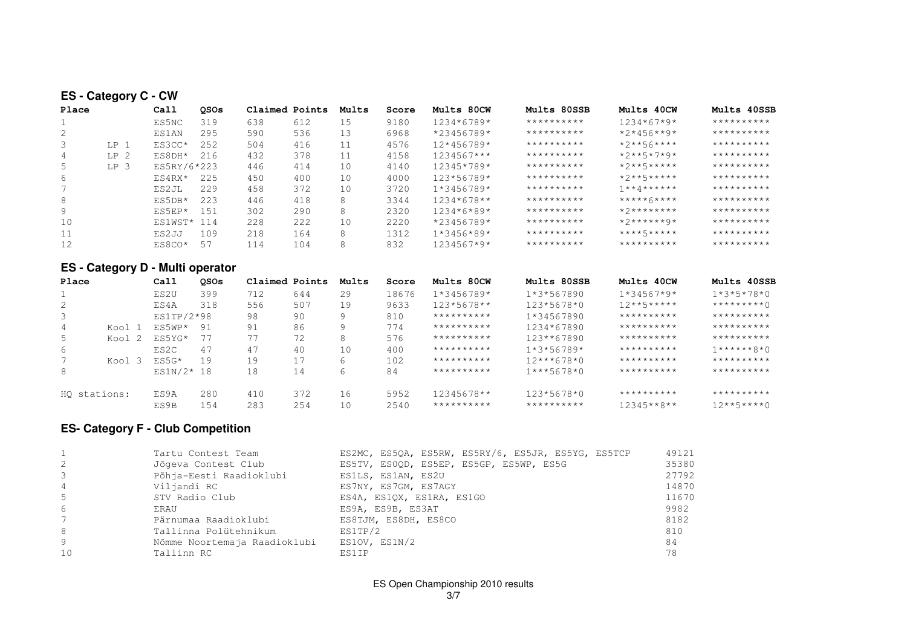## ES - Category C - CW

| Place | | Call | QSOs | Claimed | Points | Mults | Score | Mults 80CW | Mults 80SSB | Mults 40CW | Mults 40SSB |
|---|---|---|---|---|---|---|---|---|---|---|---|
| 1 | | ES5NC | 319 | 638 | 612 | 15 | 9180 | 1234*6789* | ********** | 1234*67*9* | ********** |
| 2 | | ES1AN | 295 | 590 | 536 | 13 | 6968 | *23456789* | ********** | *2*456**9* | ********** |
| 3 | LP 1 | ES3CC* | 252 | 504 | 416 | 11 | 4576 | 12*456789* | ********** | *2**56**** | ********** |
| 4 | LP 2 | ES8DH* | 216 | 432 | 378 | 11 | 4158 | 1234567*** | ********** | *2**5*7*9* | ********** |
| 5 | LP 3 | ES5RY/6* | 223 | 446 | 414 | 10 | 4140 | 12345*789* | ********** | *2**5***** | ********** |
| 6 | | ES4RX* | 225 | 450 | 400 | 10 | 4000 | 123*56789* | ********** | *2**5***** | ********** |
| 7 | | ES2JL | 229 | 458 | 372 | 10 | 3720 | 1*3456789* | ********** | 1**4****** | ********** |
| 8 | | ES5DB* | 223 | 446 | 418 | 8 | 3344 | 1234*678** | ********** | *****6**** | ********** |
| 9 | | ES5EP* | 151 | 302 | 290 | 8 | 2320 | 1234*6*89* | ********** | *2******** | ********** |
| 10 | | ES1WST* | 114 | 228 | 222 | 10 | 2220 | *23456789* | ********** | *2******9* | ********** |
| 11 | | ES2JJ | 109 | 218 | 164 | 8 | 1312 | 1*3456*89* | ********** | ****5***** | ********** |
| 12 | | ES8CO* | 57 | 114 | 104 | 8 | 832 | 1234567*9* | ********** | ********** | ********** |

## ES - Category D - Multi operator

| Place | | Call | QSOs | Claimed | Points | Mults | Score | Mults 80CW | Mults 80SSB | Mults 40CW | Mults 40SSB |
|---|---|---|---|---|---|---|---|---|---|---|---|
| 1 | | ES2U | 399 | 712 | 644 | 29 | 18676 | 1*3456789* | 1*3*567890 | 1*34567*9* | 1*3*5*78*0 |
| 2 | | ES4A | 318 | 556 | 507 | 19 | 9633 | 123*5678** | 123*5678*0 | 12**5***** | *********0 |
| 3 | | ES1TP/2* | 98 | 98 | 90 | 9 | 810 | ********** | 1*34567890 | ********** | ********** |
| 4 | Kool 1 | ES5WP* | 91 | 91 | 86 | 9 | 774 | ********** | 1234*67890 | ********** | ********** |
| 5 | Kool 2 | ES5YG* | 77 | 77 | 72 | 8 | 576 | ********** | 123**67890 | ********** | ********** |
| 6 | | ES2C | 47 | 47 | 40 | 10 | 400 | ********** | 1*3*56789* | ********** | 1******8*0 |
| 7 | Kool 3 | ES5G* | 19 | 19 | 17 | 6 | 102 | ********** | 12***678*0 | ********** | ********** |
| 8 | | ES1N/2* | 18 | 18 | 14 | 6 | 84 | ********** | 1***5678*0 | ********** | ********** |
| HQ stations: | | ES9A | 280 | 410 | 372 | 16 | 5952 | 12345678** | 123*5678*0 | ********** | ********** |
| | | ES9B | 154 | 283 | 254 | 10 | 2540 | ********** | ********** | 12345**8** | 12**5****0 |

## ES- Category F - Club Competition

| | | | |
|---|---|---|---|
| 1 | Tartu Contest Team | ES2MC, ES5QA, ES5RW, ES5RY/6, ES5JR, ES5YG, ES5TCP | 49121 |
| 2 | Jõgeva Contest Club | ES5TV, ES0QD, ES5EP, ES5GP, ES5WP, ES5G | 35380 |
| 3 | Põhja-Eesti Raadioklubi | ES1LS, ES1AN, ES2U | 27792 |
| 4 | Viljandi RC | ES7NY, ES7GM, ES7AGY | 14870 |
| 5 | STV Radio Club | ES4A, ES1QX, ES1RA, ES1GO | 11670 |
| 6 | ERAU | ES9A, ES9B, ES3AT | 9982 |
| 7 | Pärnumaa Raadioklubi | ES8TJM, ES8DH, ES8CO | 8182 |
| 8 | Tallinna Polütehnikum | ES1TP/2 | 810 |
| 9 | Nõmme Noortemaja Raadioklubi | ES1OV, ES1N/2 | 84 |
| 10 | Tallinn RC | ES1IP | 78 |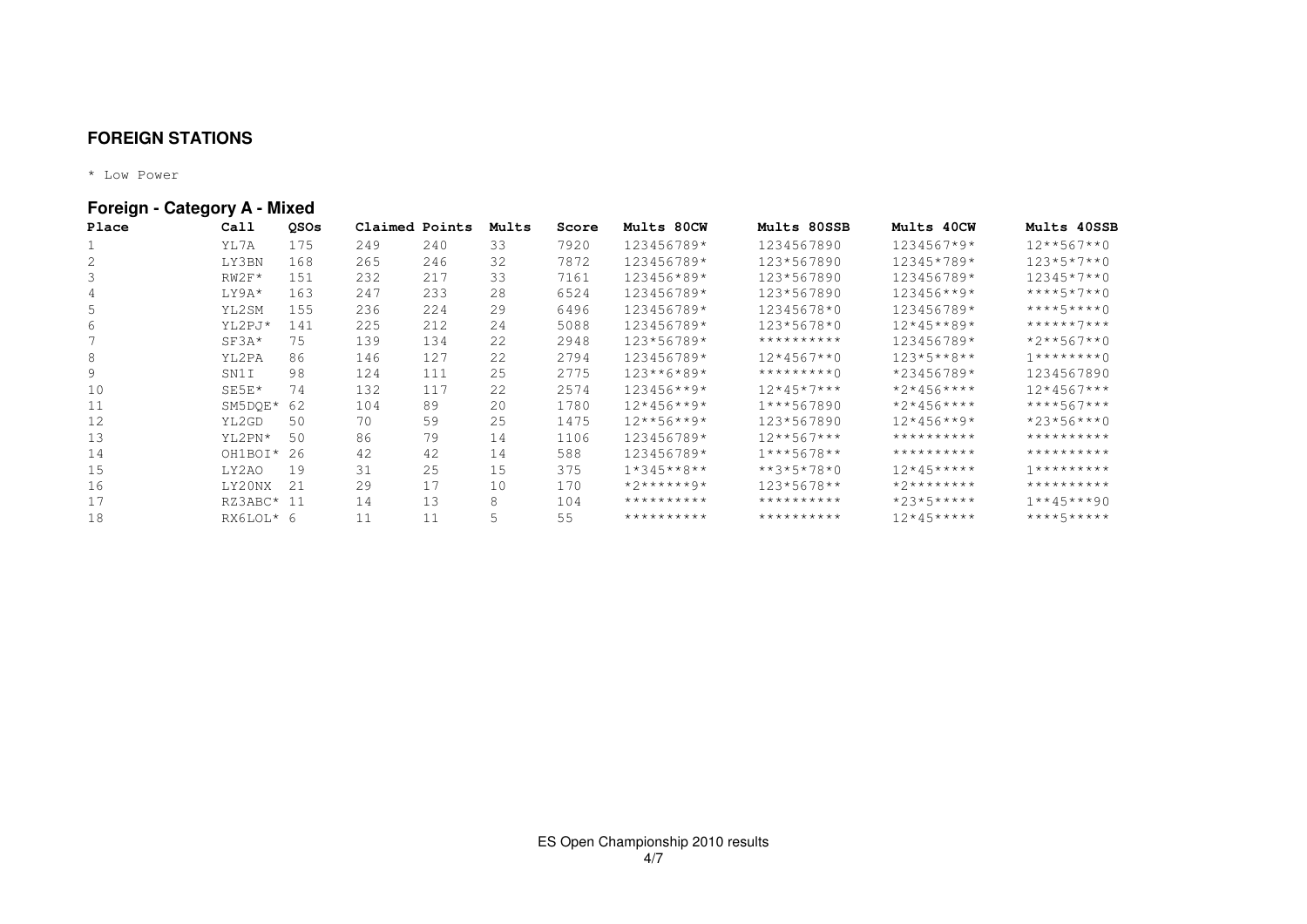## FOREIGN STATIONS

\* Low Power

### Foreign - Category A - Mixed

| Place | Call | QSOs | Claimed | Points | Mults | Score | Mults 80CW | Mults 80SSB | Mults 40CW | Mults 40SSB |
|---|---|---|---|---|---|---|---|---|---|---|
| 1 | YL7A | 175 | 249 | 240 | 33 | 7920 | 123456789* | 1234567890 | 1234567*9* | 12**567**0 |
| 2 | LY3BN | 168 | 265 | 246 | 32 | 7872 | 123456789* | 123*567890 | 12345*789* | 123*5*7**0 |
| 3 | RW2F* | 151 | 232 | 217 | 33 | 7161 | 123456*89* | 123*567890 | 123456789* | 12345*7**0 |
| 4 | LY9A* | 163 | 247 | 233 | 28 | 6524 | 123456789* | 123*567890 | 123456**9* | ****5*7**0 |
| 5 | YL2SM | 155 | 236 | 224 | 29 | 6496 | 123456789* | 12345678*0 | 123456789* | ****5****0 |
| 6 | YL2PJ* | 141 | 225 | 212 | 24 | 5088 | 123456789* | 123*5678*0 | 12*45**89* | ******7*** |
| 7 | SF3A* | 75 | 139 | 134 | 22 | 2948 | 123*56789* | ********** | 123456789* | *2**567**0 |
| 8 | YL2PA | 86 | 146 | 127 | 22 | 2794 | 123456789* | 12*4567**0 | 123*5**8** | 1********0 |
| 9 | SN1I | 98 | 124 | 111 | 25 | 2775 | 123**6*89* | *********0 | *23456789* | 1234567890 |
| 10 | SE5E* | 74 | 132 | 117 | 22 | 2574 | 123456**9* | 12*45*7*** | *2*456**** | 12*4567*** |
| 11 | SM5DQE* | 62 | 104 | 89 | 20 | 1780 | 12*456**9* | 1***567890 | *2*456**** | ****567*** |
| 12 | YL2GD | 50 | 70 | 59 | 25 | 1475 | 12**56**9* | 123*567890 | 12*456**9* | *23*56***0 |
| 13 | YL2PN* | 50 | 86 | 79 | 14 | 1106 | 123456789* | 12**567*** | ********** | ********** |
| 14 | OH1BOI* | 26 | 42 | 42 | 14 | 588 | 123456789* | 1***5678** | ********** | ********** |
| 15 | LY2AO | 19 | 31 | 25 | 15 | 375 | 1*345**8** | **3*5*78*0 | 12*45***** | 1********* |
| 16 | LY20NX | 21 | 29 | 17 | 10 | 170 | *2******9* | 123*5678** | *2******** | ********** |
| 17 | RZ3ABC* | 11 | 14 | 13 | 8 | 104 | ********** | ********** | *23*5***** | 1**45***90 |
| 18 | RX6LOL* | 6 | 11 | 11 | 5 | 55 | ********** | ********** | 12*45***** | ****5***** |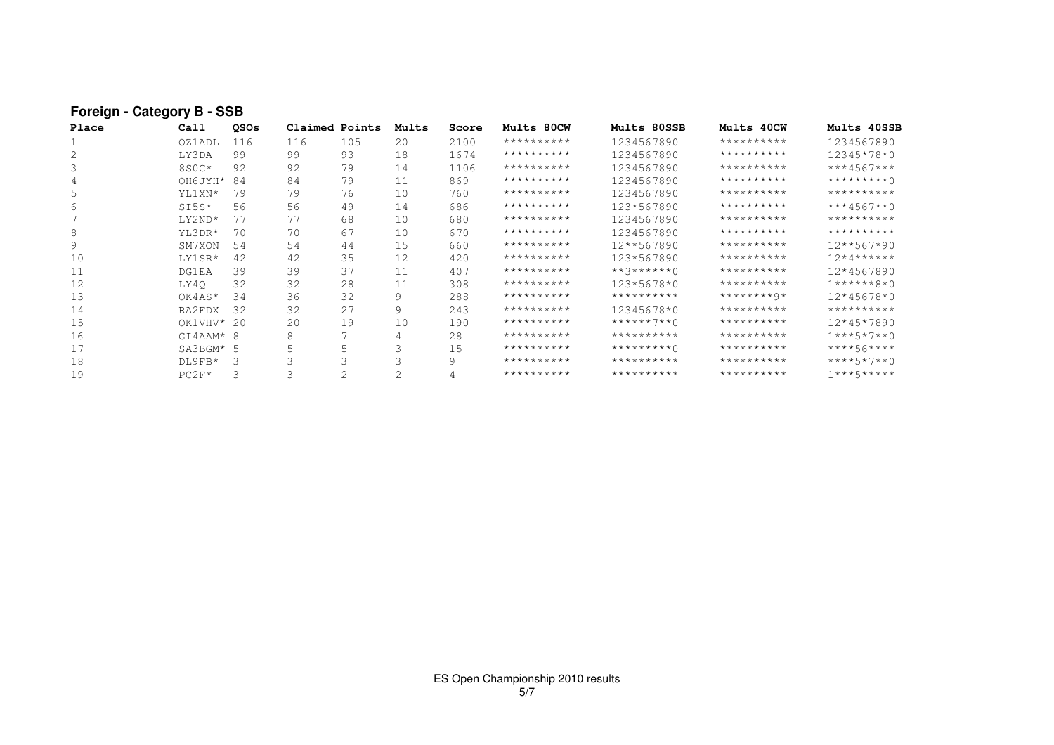## Foreign - Category B - SSB

| Place | Call | QSOs | Claimed | Points | Mults | Score | Mults 80CW | Mults 80SSB | Mults 40CW | Mults 40SSB |
|---|---|---|---|---|---|---|---|---|---|---|
| 1 | OZ1ADL | 116 | 116 | 105 | 20 | 2100 | ********** | 1234567890 | ********** | 1234567890 |
| 2 | LY3DA | 99 | 99 | 93 | 18 | 1674 | ********** | 1234567890 | ********** | 12345*78*0 |
| 3 | 8S0C* | 92 | 92 | 79 | 14 | 1106 | ********** | 1234567890 | ********** | ***4567*** |
| 4 | OH6JYH* | 84 | 84 | 79 | 11 | 869 | ********** | 1234567890 | ********** | *********0 |
| 5 | YL1XN* | 79 | 79 | 76 | 10 | 760 | ********** | 1234567890 | ********** | ********** |
| 6 | SI5S* | 56 | 56 | 49 | 14 | 686 | ********** | 123*567890 | ********** | ***4567**0 |
| 7 | LY2ND* | 77 | 77 | 68 | 10 | 680 | ********** | 1234567890 | ********** | ********** |
| 8 | YL3DR* | 70 | 70 | 67 | 10 | 670 | ********** | 1234567890 | ********** | ********** |
| 9 | SM7XON | 54 | 54 | 44 | 15 | 660 | ********** | 12**567890 | ********** | 12**567*90 |
| 10 | LY1SR* | 42 | 42 | 35 | 12 | 420 | ********** | 123*567890 | ********** | 12*4****** |
| 11 | DG1EA | 39 | 39 | 37 | 11 | 407 | ********** | **3******0 | ********** | 12*4567890 |
| 12 | LY4Q | 32 | 32 | 28 | 11 | 308 | ********** | 123*5678*0 | ********** | 1******8*0 |
| 13 | OK4AS* | 34 | 36 | 32 | 9 | 288 | ********** | ********** | ********9* | 12*45678*0 |
| 14 | RA2FDX | 32 | 32 | 27 | 9 | 243 | ********** | 12345678*0 | ********** | ********** |
| 15 | OK1VHV* | 20 | 20 | 19 | 10 | 190 | ********** | ******7**0 | ********** | 12*45*7890 |
| 16 | GI4AAM* | 8 | 8 | 7 | 4 | 28 | ********** | ********** | ********** | 1***5*7**0 |
| 17 | SA3BGM* | 5 | 5 | 5 | 3 | 15 | ********** | *********0 | ********** | ****56**** |
| 18 | DL9FB* | 3 | 3 | 3 | 3 | 9 | ********** | ********** | ********** | ****5*7**0 |
| 19 | PC2F* | 3 | 3 | 2 | 2 | 4 | ********** | ********** | ********** | 1***5***** |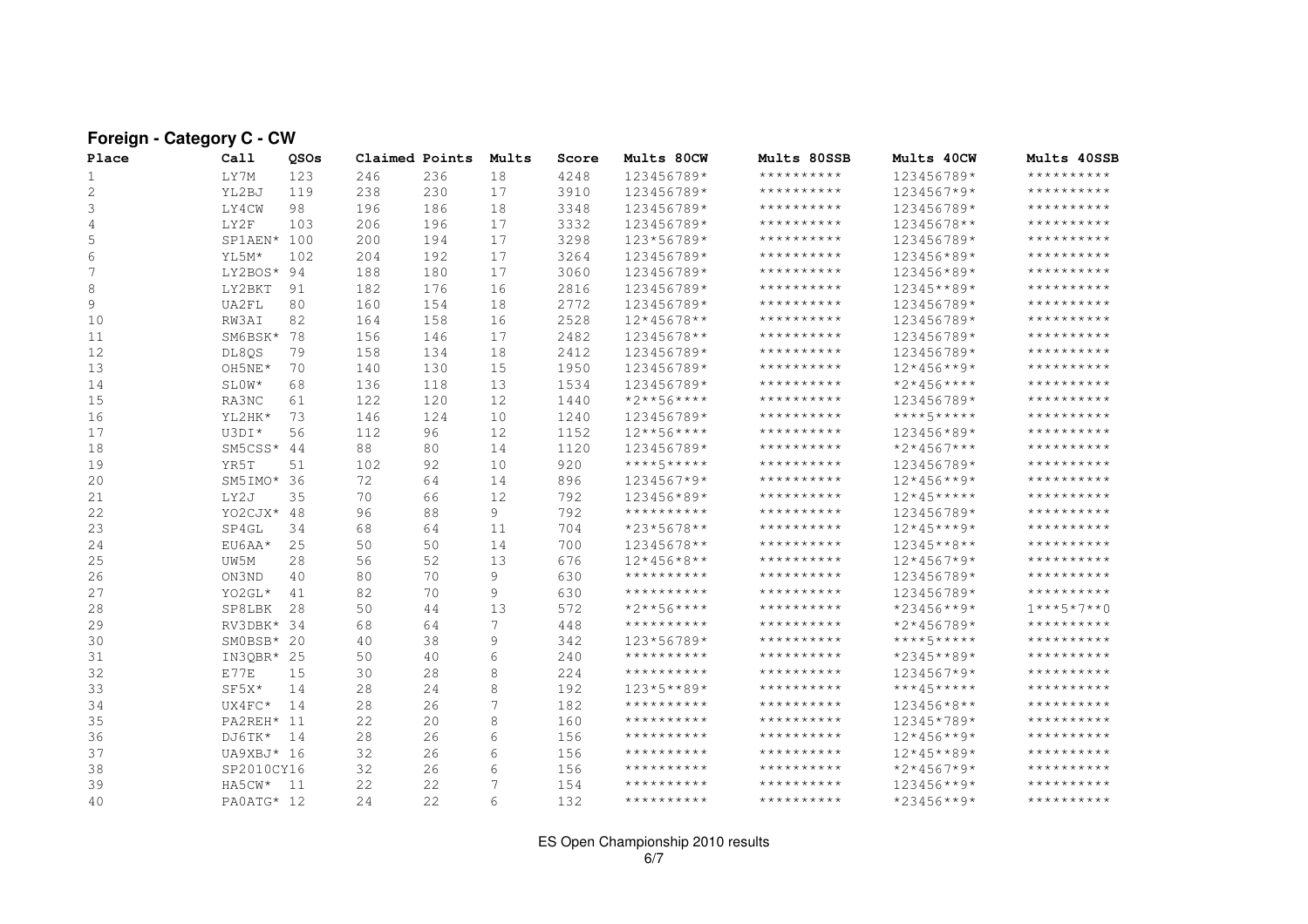## Foreign - Category C - CW

| Place | Call | QSOs | Claimed Points | | Mults | Score | Mults 80CW | Mults 80SSB | Mults 40CW | Mults 40SSB |
|---|---|---|---|---|---|---|---|---|---|---|
| 1 | LY7M | 123 | 246 | 236 | 18 | 4248 | 123456789* | ********** | 123456789* | ********** |
| 2 | YL2BJ | 119 | 238 | 230 | 17 | 3910 | 123456789* | ********** | 1234567*9* | ********** |
| 3 | LY4CW | 98 | 196 | 186 | 18 | 3348 | 123456789* | ********** | 123456789* | ********** |
| 4 | LY2F | 103 | 206 | 196 | 17 | 3332 | 123456789* | ********** | 12345678** | ********** |
| 5 | SP1AEN* | 100 | 200 | 194 | 17 | 3298 | 123*56789* | ********** | 123456789* | ********** |
| 6 | YL5M* | 102 | 204 | 192 | 17 | 3264 | 123456789* | ********** | 123456*89* | ********** |
| 7 | LY2BOS* | 94 | 188 | 180 | 17 | 3060 | 123456789* | ********** | 123456*89* | ********** |
| 8 | LY2BKT | 91 | 182 | 176 | 16 | 2816 | 123456789* | ********** | 12345**89* | ********** |
| 9 | UA2FL | 80 | 160 | 154 | 18 | 2772 | 123456789* | ********** | 123456789* | ********** |
| 10 | RW3AI | 82 | 164 | 158 | 16 | 2528 | 12*45678** | ********** | 123456789* | ********** |
| 11 | SM6BSK* | 78 | 156 | 146 | 17 | 2482 | 12345678** | ********** | 123456789* | ********** |
| 12 | DL8QS | 79 | 158 | 134 | 18 | 2412 | 123456789* | ********** | 123456789* | ********** |
| 13 | OH5NE* | 70 | 140 | 130 | 15 | 1950 | 123456789* | ********** | 12*456**9* | ********** |
| 14 | SL0W* | 68 | 136 | 118 | 13 | 1534 | 123456789* | ********** | *2*456**** | ********** |
| 15 | RA3NC | 61 | 122 | 120 | 12 | 1440 | *2**56**** | ********** | 123456789* | ********** |
| 16 | YL2HK* | 73 | 146 | 124 | 10 | 1240 | 123456789* | ********** | ****5***** | ********** |
| 17 | U3DI* | 56 | 112 | 96 | 12 | 1152 | 12**56**** | ********** | 123456*89* | ********** |
| 18 | SM5CSS* | 44 | 88 | 80 | 14 | 1120 | 123456789* | ********** | *2*4567*** | ********** |
| 19 | YR5T | 51 | 102 | 92 | 10 | 920 | ****5***** | ********** | 123456789* | ********** |
| 20 | SM5IMO* | 36 | 72 | 64 | 14 | 896 | 1234567*9* | ********** | 12*456**9* | ********** |
| 21 | LY2J | 35 | 70 | 66 | 12 | 792 | 123456*89* | ********** | 12*45***** | ********** |
| 22 | YO2CJX* | 48 | 96 | 88 | 9 | 792 | ********** | ********** | 123456789* | ********** |
| 23 | SP4GL | 34 | 68 | 64 | 11 | 704 | *23*5678** | ********** | 12*45***9* | ********** |
| 24 | EU6AA* | 25 | 50 | 50 | 14 | 700 | 12345678** | ********** | 12345**8** | ********** |
| 25 | UW5M | 28 | 56 | 52 | 13 | 676 | 12*456*8** | ********** | 12*4567*9* | ********** |
| 26 | ON3ND | 40 | 80 | 70 | 9 | 630 | ********** | ********** | 123456789* | ********** |
| 27 | YO2GL* | 41 | 82 | 70 | 9 | 630 | ********** | ********** | 123456789* | ********** |
| 28 | SP8LBK | 28 | 50 | 44 | 13 | 572 | *2**56**** | ********** | *23456**9* | 1***5*7**0 |
| 29 | RV3DBK* | 34 | 68 | 64 | 7 | 448 | ********** | ********** | *2*456789* | ********** |
| 30 | SM0BSB* | 20 | 40 | 38 | 9 | 342 | 123*56789* | ********** | ****5***** | ********** |
| 31 | IN3QBR* | 25 | 50 | 40 | 6 | 240 | ********** | ********** | *2345**89* | ********** |
| 32 | E77E | 15 | 30 | 28 | 8 | 224 | ********** | ********** | 1234567*9* | ********** |
| 33 | SF5X* | 14 | 28 | 24 | 8 | 192 | 123*5**89* | ********** | ***45***** | ********** |
| 34 | UX4FC* | 14 | 28 | 26 | 7 | 182 | ********** | ********** | 123456*8** | ********** |
| 35 | PA2REH* | 11 | 22 | 20 | 8 | 160 | ********** | ********** | 12345*789* | ********** |
| 36 | DJ6TK* | 14 | 28 | 26 | 6 | 156 | ********** | ********** | 12*456**9* | ********** |
| 37 | UA9XBJ* | 16 | 32 | 26 | 6 | 156 | ********** | ********** | 12*45**89* | ********** |
| 38 | SP2010CY | 16 | 32 | 26 | 6 | 156 | ********** | ********** | *2*4567*9* | ********** |
| 39 | HA5CW* | 11 | 22 | 22 | 7 | 154 | ********** | ********** | 123456**9* | ********** |
| 40 | PA0ATG* | 12 | 24 | 22 | 6 | 132 | ********** | ********** | *23456**9* | ********** |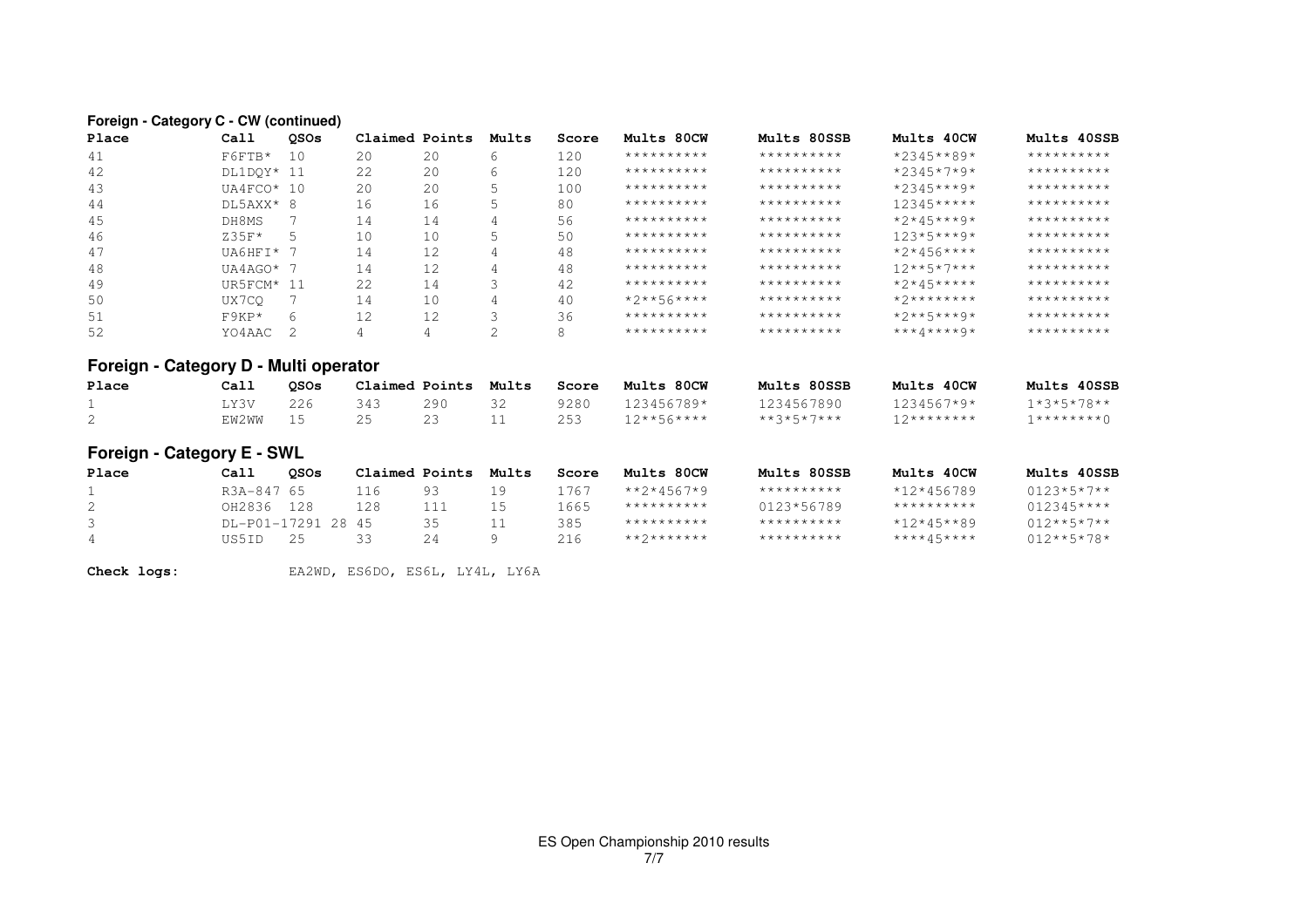### Foreign - Category C - CW (continued)

| Place | Call | QSOs | Claimed | Points | Mults | Score | Mults 80CW | Mults 80SSB | Mults 40CW | Mults 40SSB |
|---|---|---|---|---|---|---|---|---|---|---|
| 41 | F6FTB* | 10 | 20 | 20 | 6 | 120 | ********** | ********** | *2345**89* | ********** |
| 42 | DL1DQY* | 11 | 22 | 20 | 6 | 120 | ********** | ********** | *2345*7*9* | ********** |
| 43 | UA4FCO* | 10 | 20 | 20 | 5 | 100 | ********** | ********** | *2345***9* | ********** |
| 44 | DL5AXX* | 8 | 16 | 16 | 5 | 80 | ********** | ********** | 12345***** | ********** |
| 45 | DH8MS | 7 | 14 | 14 | 4 | 56 | ********** | ********** | *2*45***9* | ********** |
| 46 | Z35F* | 5 | 10 | 10 | 5 | 50 | ********** | ********** | 123*5***9* | ********** |
| 47 | UA6HFI* | 7 | 14 | 12 | 4 | 48 | ********** | ********** | *2*456**** | ********** |
| 48 | UA4AGO* | 7 | 14 | 12 | 4 | 48 | ********** | ********** | 12**5*7*** | ********** |
| 49 | UR5FCM* | 11 | 22 | 14 | 3 | 42 | ********** | ********** | *2*45***** | ********** |
| 50 | UX7CQ | 7 | 14 | 10 | 4 | 40 | *2**56**** | ********** | *2******** | ********** |
| 51 | F9KP* | 6 | 12 | 12 | 3 | 36 | ********** | ********** | *2**5***9* | ********** |
| 52 | YO4AAC | 2 | 4 | 4 | 2 | 8 | ********** | ********** | ***4****9* | ********** |

## Foreign - Category D - Multi operator

| Place | Call | QSOs | Claimed | Points | Mults | Score | Mults 80CW | Mults 80SSB | Mults 40CW | Mults 40SSB |
|---|---|---|---|---|---|---|---|---|---|---|
| 1 | LY3V | 226 | 343 | 290 | 32 | 9280 | 123456789* | 1234567890 | 1234567*9* | 1*3*5*78** |
| 2 | EW2WW | 15 | 25 | 23 | 11 | 253 | 12**56**** | **3*5*7*** | 12******** | 1********0 |

## Foreign - Category E - SWL

| Place | Call | QSOs | Claimed | Points | Mults | Score | Mults 80CW | Mults 80SSB | Mults 40CW | Mults 40SSB |
|---|---|---|---|---|---|---|---|---|---|---|
| 1 | R3A-847 | 65 | 116 | 93 | 19 | 1767 | **2*4567*9 | ********** | *12*456789 | 0123*5*7** |
| 2 | OH2836 | 128 | 128 | 111 | 15 | 1665 | ********** | 0123*56789 | ********** | 012345**** |
| 3 | DL-P01-17291 | 28 | 45 | 35 | 11 | 385 | ********** | ********** | *12*45**89 | 012**5*7** |
| 4 | US5ID | 25 | 33 | 24 | 9 | 216 | **2******* | ********** | ****45**** | 012**5*78* |

**Check logs:** EA2WD, ES6DO, ES6L, LY4L, LY6A